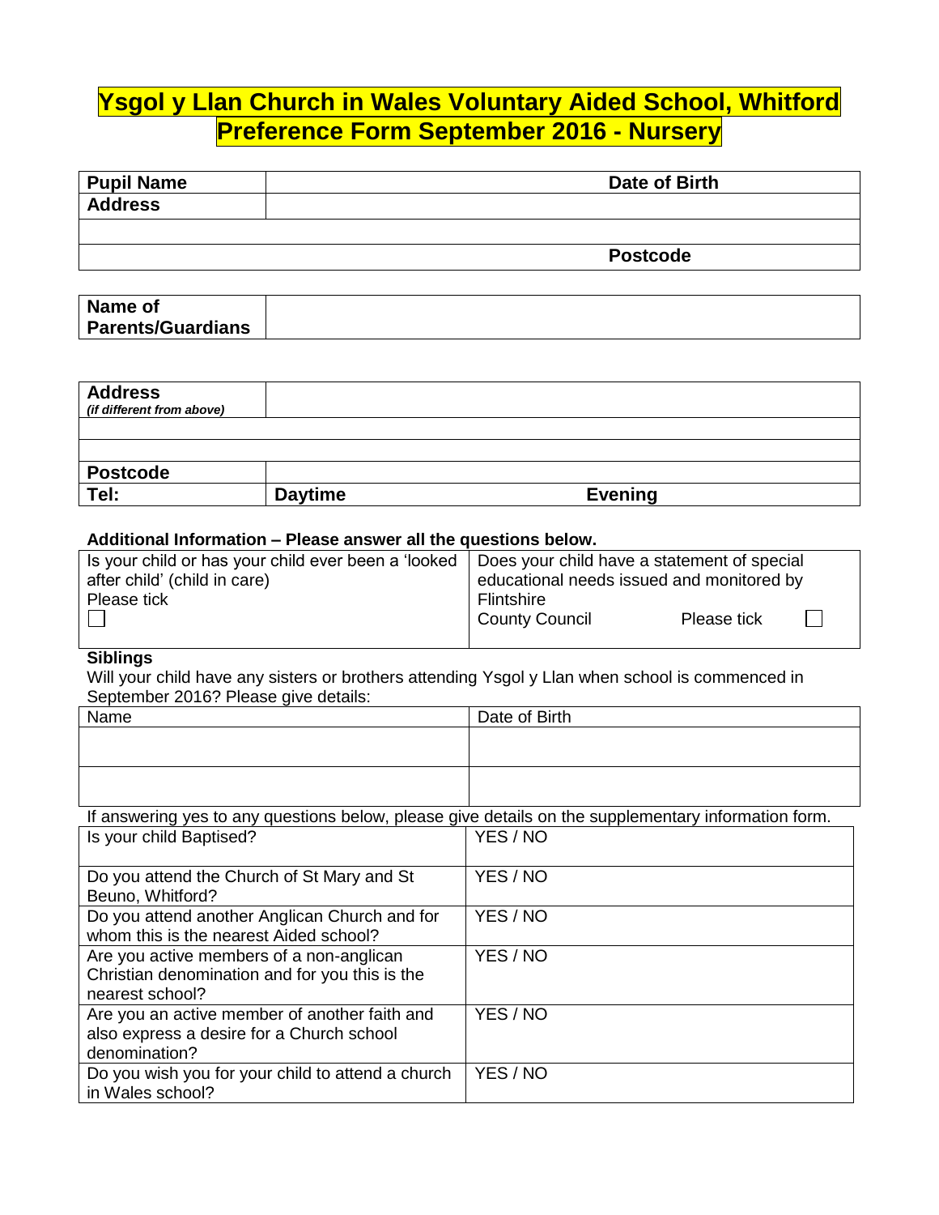# Ysgol y Llan Church in Wales Voluntary Aided School, Whitford
# Preference Form September 2016 - Nursery

| **Pupil Name** | **Date of Birth** |
|---|---|
| **Address** | |
| | |
| | **Postcode** |

| **Name of Parents/Guardians** | |
|---|---|

| **Address** *(if different from above)* | | |
|---|---|---|
| | | |
| | | |
| **Postcode** | | |
| **Tel:** | **Daytime** | **Evening** |

**Additional Information – Please answer all the questions below.**

| Is your child or has your child ever been a 'looked after child' (child in care) Please tick ☐ | Does your child have a statement of special educational needs issued and monitored by Flintshire County Council Please tick ☐ |
|---|---|

**Siblings**

Will your child have any sisters or brothers attending Ysgol y Llan when school is commenced in September 2016? Please give details:

| Name | Date of Birth |
|---|---|
| | |
| | |

If answering yes to any questions below, please give details on the supplementary information form.

| | |
|---|---|
| Is your child Baptised? | YES / NO |
| Do you attend the Church of St Mary and St Beuno, Whitford? | YES / NO |
| Do you attend another Anglican Church and for whom this is the nearest Aided school? | YES / NO |
| Are you active members of a non-anglican Christian denomination and for you this is the nearest school? | YES / NO |
| Are you an active member of another faith and also express a desire for a Church school denomination? | YES / NO |
| Do you wish you for your child to attend a church in Wales school? | YES / NO |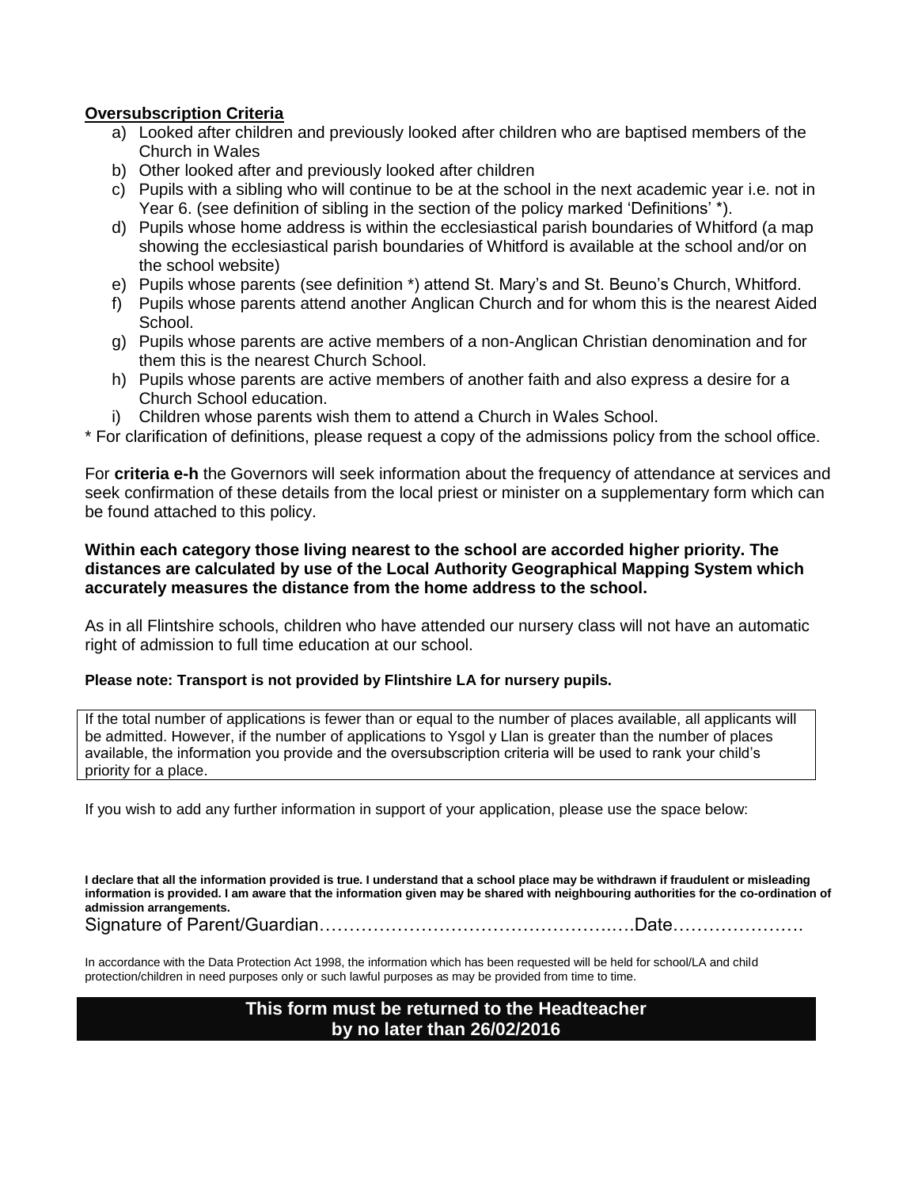**Oversubscription Criteria**

a) Looked after children and previously looked after children who are baptised members of the Church in Wales
b) Other looked after and previously looked after children
c) Pupils with a sibling who will continue to be at the school in the next academic year i.e. not in Year 6. (see definition of sibling in the section of the policy marked 'Definitions' *).
d) Pupils whose home address is within the ecclesiastical parish boundaries of Whitford (a map showing the ecclesiastical parish boundaries of Whitford is available at the school and/or on the school website)
e) Pupils whose parents (see definition *) attend St. Mary's and St. Beuno's Church, Whitford.
f) Pupils whose parents attend another Anglican Church and for whom this is the nearest Aided School.
g) Pupils whose parents are active members of a non-Anglican Christian denomination and for them this is the nearest Church School.
h) Pupils whose parents are active members of another faith and also express a desire for a Church School education.
i) Children whose parents wish them to attend a Church in Wales School.

\* For clarification of definitions, please request a copy of the admissions policy from the school office.

For **criteria e-h** the Governors will seek information about the frequency of attendance at services and seek confirmation of these details from the local priest or minister on a supplementary form which can be found attached to this policy.

**Within each category those living nearest to the school are accorded higher priority. The distances are calculated by use of the Local Authority Geographical Mapping System which accurately measures the distance from the home address to the school.**

As in all Flintshire schools, children who have attended our nursery class will not have an automatic right of admission to full time education at our school.

**Please note: Transport is not provided by Flintshire LA for nursery pupils.**

If the total number of applications is fewer than or equal to the number of places available, all applicants will be admitted. However, if the number of applications to Ysgol y Llan is greater than the number of places available, the information you provide and the oversubscription criteria will be used to rank your child's priority for a place.

If you wish to add any further information in support of your application, please use the space below:

**I declare that all the information provided is true. I understand that a school place may be withdrawn if fraudulent or misleading information is provided. I am aware that the information given may be shared with neighbouring authorities for the co-ordination of admission arrangements.**

Signature of Parent/Guardian……………………………………………..….Date………………….

In accordance with the Data Protection Act 1998, the information which has been requested will be held for school/LA and child protection/children in need purposes only or such lawful purposes as may be provided from time to time.

**This form must be returned to the Headteacher by no later than 26/02/2016**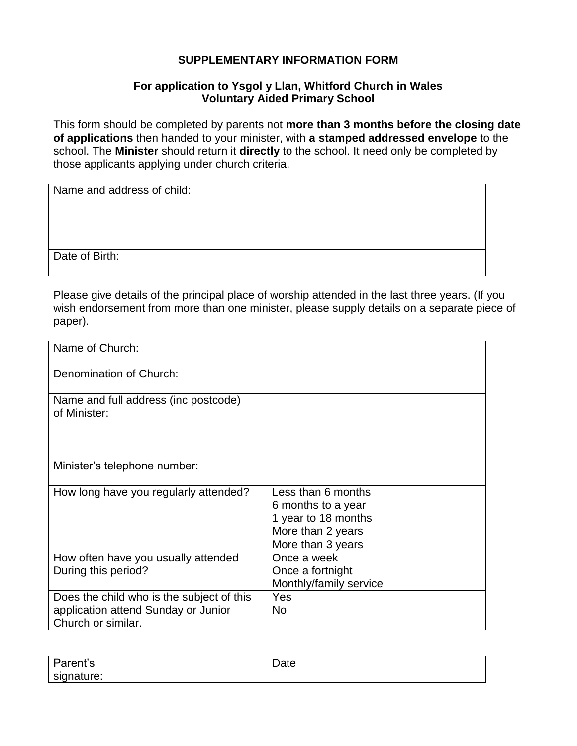**SUPPLEMENTARY INFORMATION FORM**

**For application to Ysgol y Llan, Whitford Church in Wales Voluntary Aided Primary School**

This form should be completed by parents not **more than 3 months before the closing date of applications** then handed to your minister, with **a stamped addressed envelope** to the school. The **Minister** should return it **directly** to the school. It need only be completed by those applicants applying under church criteria.

| | |
|---|---|
| Name and address of child: | |
| Date of Birth: | |

Please give details of the principal place of worship attended in the last three years. (If you wish endorsement from more than one minister, please supply details on a separate piece of paper).

| | |
|---|---|
| Name of Church:<br><br>Denomination of Church: | |
| Name and full address (inc postcode) of Minister: | |
| Minister's telephone number: | |
| How long have you regularly attended? | Less than 6 months<br>6 months to a year<br>1 year to 18 months<br>More than 2 years<br>More than 3 years |
| How often have you usually attended During this period? | Once a week<br>Once a fortnight<br>Monthly/family service |
| Does the child who is the subject of this application attend Sunday or Junior Church or similar. | Yes<br>No |

| | |
|---|---|
| Parent's signature: | Date |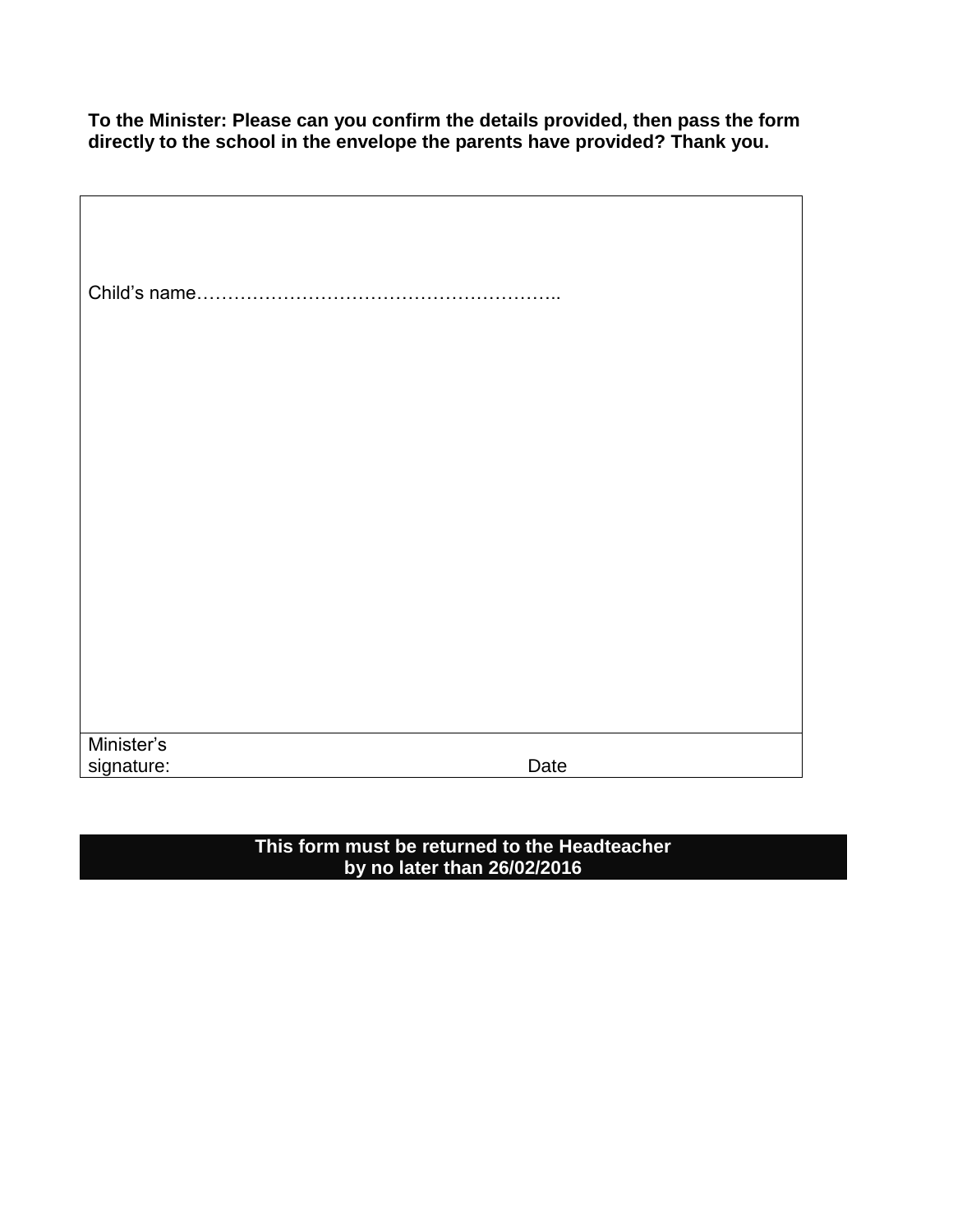**To the Minister: Please can you confirm the details provided, then pass the form directly to the school in the envelope the parents have provided? Thank you.**

| |
|---|
| Child's name………………………………………………….. |
| Minister's signature: Date |

**This form must be returned to the Headteacher by no later than 26/02/2016**